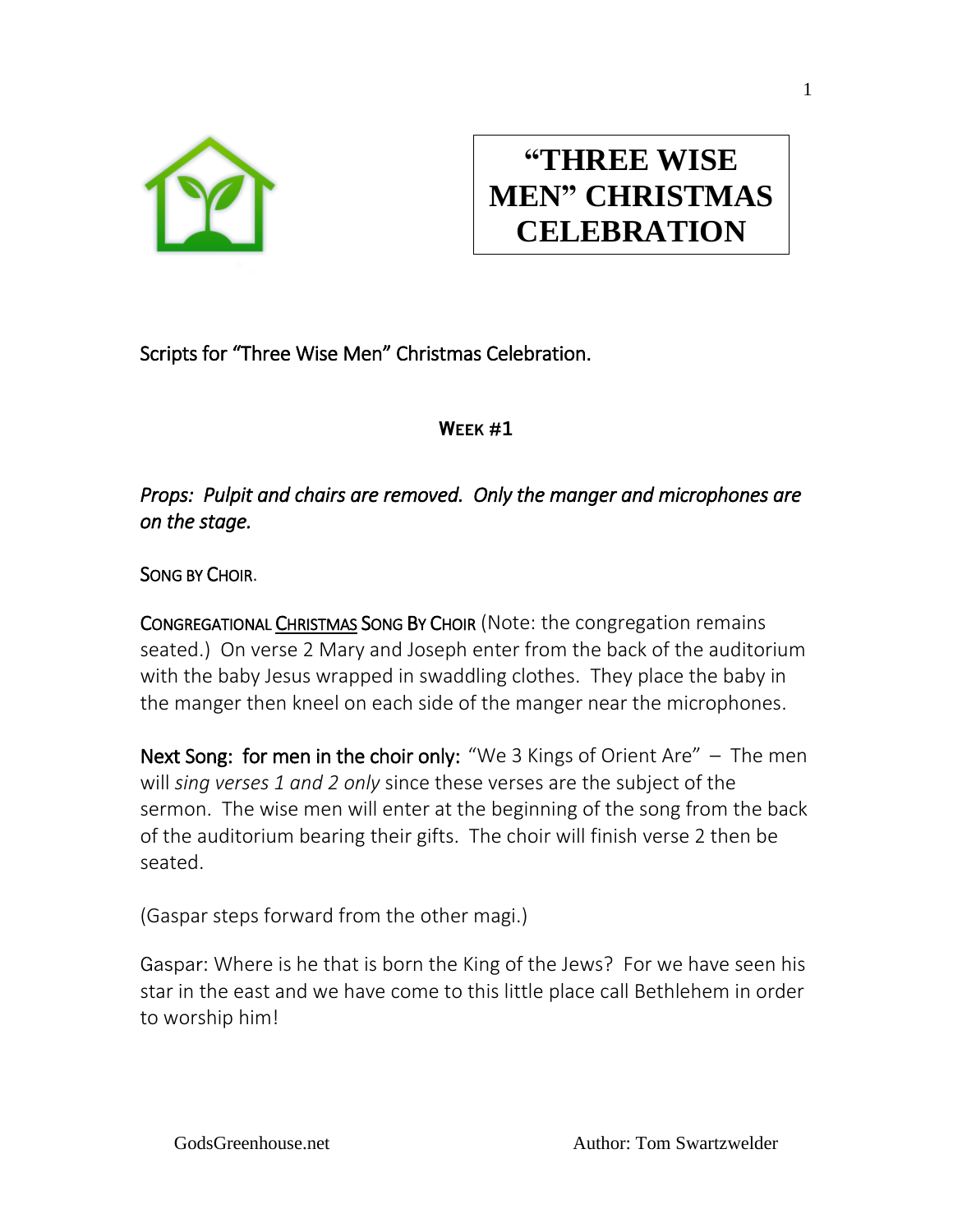# "THREE WISE MEN" CHRISTMAS CELEBRATION

Scripts for "Three Wise Men" Christmas Celebration.

## WEEK #1

*Props: Pulpit and chairs are removed. Only the manger and microphones are on the stage.*

SONG BY CHOIR.

CONGREGATIONAL CHRISTMAS SONG BY CHOIR (Note: the congregation remains seated.) On verse 2 Mary and Joseph enter from the back of the auditorium with the baby Jesus wrapped in swaddling clothes. They place the baby in the manger then kneel on each side of the manger near the microphones.

Next Song: for men in the choir only: "We 3 Kings of Orient Are" – The men will *sing verses 1 and 2 only* since these verses are the subject of the sermon. The wise men will enter at the beginning of the song from the back of the auditorium bearing their gifts. The choir will finish verse 2 then be seated.

(Gaspar steps forward from the other magi.)

Gaspar: Where is he that is born the King of the Jews? For we have seen his star in the east and we have come to this little place call Bethlehem in order to worship him!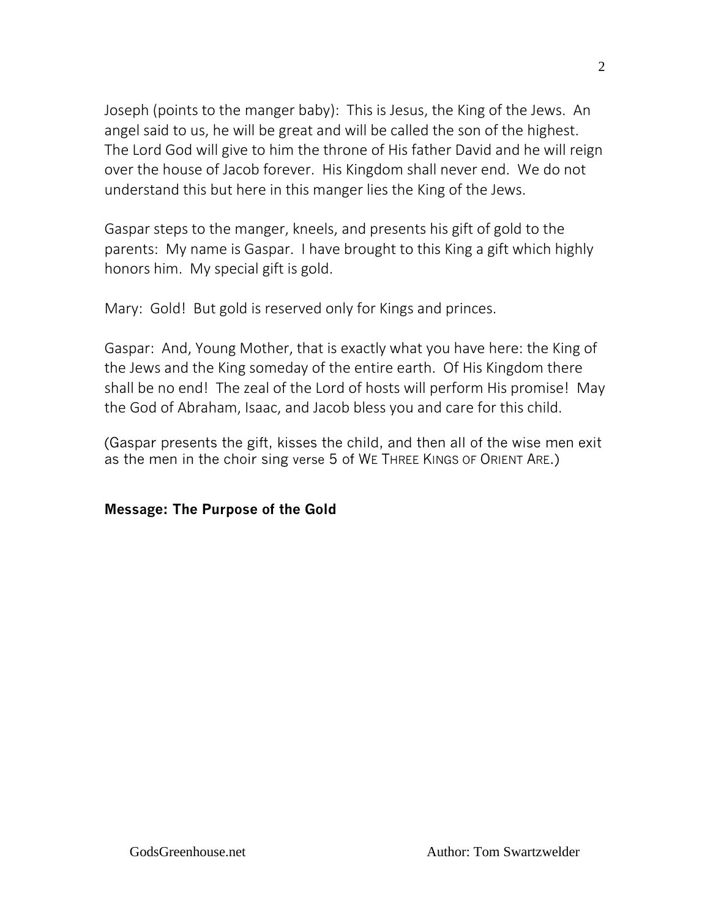Joseph (points to the manger baby): This is Jesus, the King of the Jews. An angel said to us, he will be great and will be called the son of the highest. The Lord God will give to him the throne of His father David and he will reign over the house of Jacob forever. His Kingdom shall never end. We do not understand this but here in this manger lies the King of the Jews.

Gaspar steps to the manger, kneels, and presents his gift of gold to the parents: My name is Gaspar. I have brought to this King a gift which highly honors him. My special gift is gold.

Mary: Gold! But gold is reserved only for Kings and princes.

Gaspar: And, Young Mother, that is exactly what you have here: the King of the Jews and the King someday of the entire earth. Of His Kingdom there shall be no end! The zeal of the Lord of hosts will perform His promise! May the God of Abraham, Isaac, and Jacob bless you and care for this child.

(Gaspar presents the gift, kisses the child, and then all of the wise men exit as the men in the choir sing verse 5 of WE THREE KINGS OF ORIENT ARE.)

**Message: The Purpose of the Gold**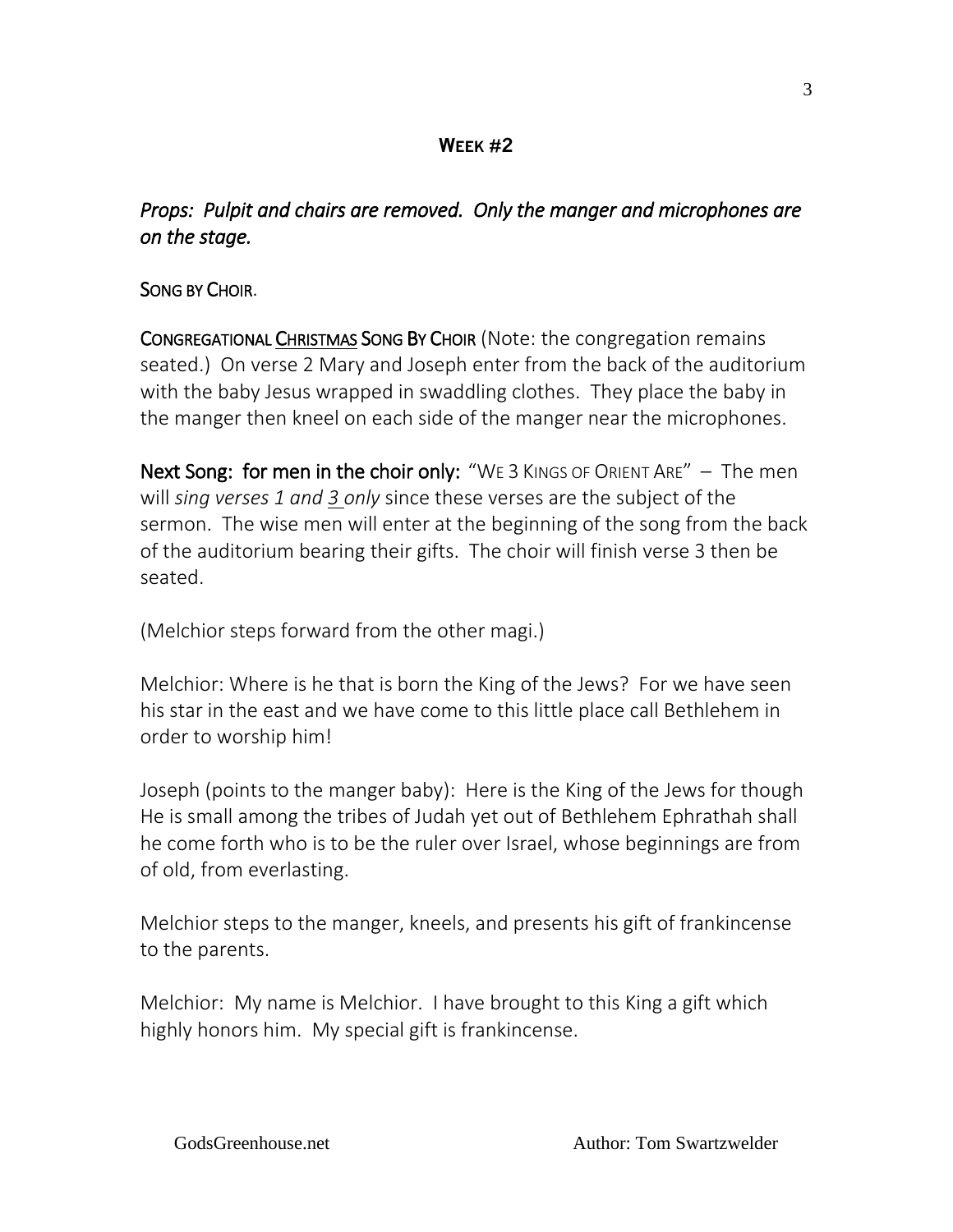## **Week #2**

*Props: Pulpit and chairs are removed. Only the manger and microphones are on the stage.*

Song by Choir.

Congregational Christmas Song By Choir (Note: the congregation remains seated.) On verse 2 Mary and Joseph enter from the back of the auditorium with the baby Jesus wrapped in swaddling clothes. They place the baby in the manger then kneel on each side of the manger near the microphones.

**Next Song: for men in the choir only:** "We 3 Kings of Orient Are" – The men will *sing verses 1 and 3 only* since these verses are the subject of the sermon. The wise men will enter at the beginning of the song from the back of the auditorium bearing their gifts. The choir will finish verse 3 then be seated.

(Melchior steps forward from the other magi.)

Melchior: Where is he that is born the King of the Jews? For we have seen his star in the east and we have come to this little place call Bethlehem in order to worship him!

Joseph (points to the manger baby): Here is the King of the Jews for though He is small among the tribes of Judah yet out of Bethlehem Ephrathah shall he come forth who is to be the ruler over Israel, whose beginnings are from of old, from everlasting.

Melchior steps to the manger, kneels, and presents his gift of frankincense to the parents.

Melchior: My name is Melchior. I have brought to this King a gift which highly honors him. My special gift is frankincense.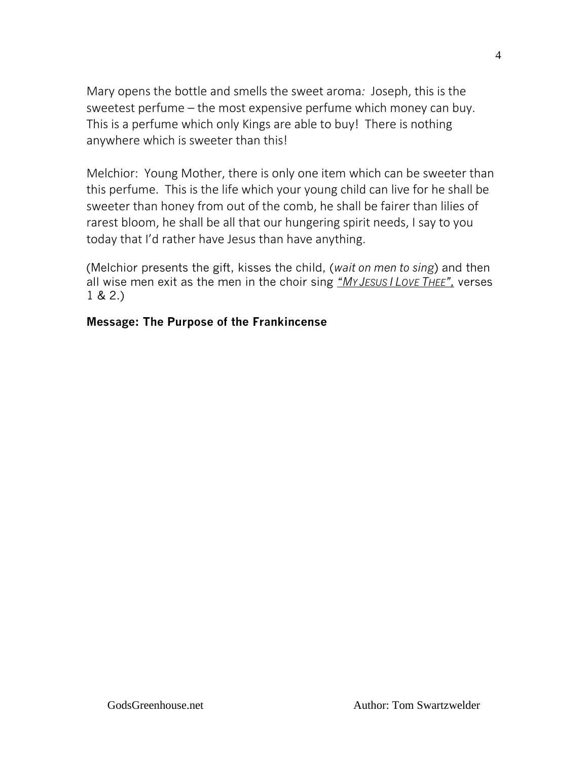Mary opens the bottle and smells the sweet aroma*:* Joseph, this is the sweetest perfume – the most expensive perfume which money can buy. This is a perfume which only Kings are able to buy! There is nothing anywhere which is sweeter than this!

Melchior: Young Mother, there is only one item which can be sweeter than this perfume. This is the life which your young child can live for he shall be sweeter than honey from out of the comb, he shall be fairer than lilies of rarest bloom, he shall be all that our hungering spirit needs, I say to you today that I'd rather have Jesus than have anything.

(Melchior presents the gift, kisses the child, (*wait on men to sing*) and then all wise men exit as the men in the choir sing *"My Jesus I Love Thee"*, verses 1 & 2.)

**Message: The Purpose of the Frankincense**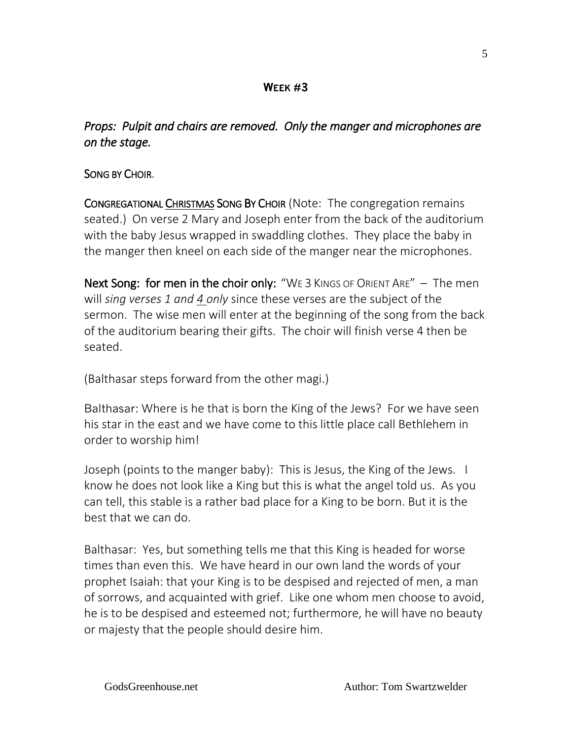## **Week #3**

*Props: Pulpit and chairs are removed. Only the manger and microphones are on the stage.*

Song by Choir.

**Congregational Christmas Song By Choir** (Note: The congregation remains seated.) On verse 2 Mary and Joseph enter from the back of the auditorium with the baby Jesus wrapped in swaddling clothes. They place the baby in the manger then kneel on each side of the manger near the microphones.

**Next Song: for men in the choir only:** "We 3 Kings of Orient Are" – The men will *sing verses 1 and 4 only* since these verses are the subject of the sermon. The wise men will enter at the beginning of the song from the back of the auditorium bearing their gifts. The choir will finish verse 4 then be seated.

(Balthasar steps forward from the other magi.)

Balthasar: Where is he that is born the King of the Jews? For we have seen his star in the east and we have come to this little place call Bethlehem in order to worship him!

Joseph (points to the manger baby): This is Jesus, the King of the Jews. I know he does not look like a King but this is what the angel told us. As you can tell, this stable is a rather bad place for a King to be born. But it is the best that we can do.

Balthasar: Yes, but something tells me that this King is headed for worse times than even this. We have heard in our own land the words of your prophet Isaiah: that your King is to be despised and rejected of men, a man of sorrows, and acquainted with grief. Like one whom men choose to avoid, he is to be despised and esteemed not; furthermore, he will have no beauty or majesty that the people should desire him.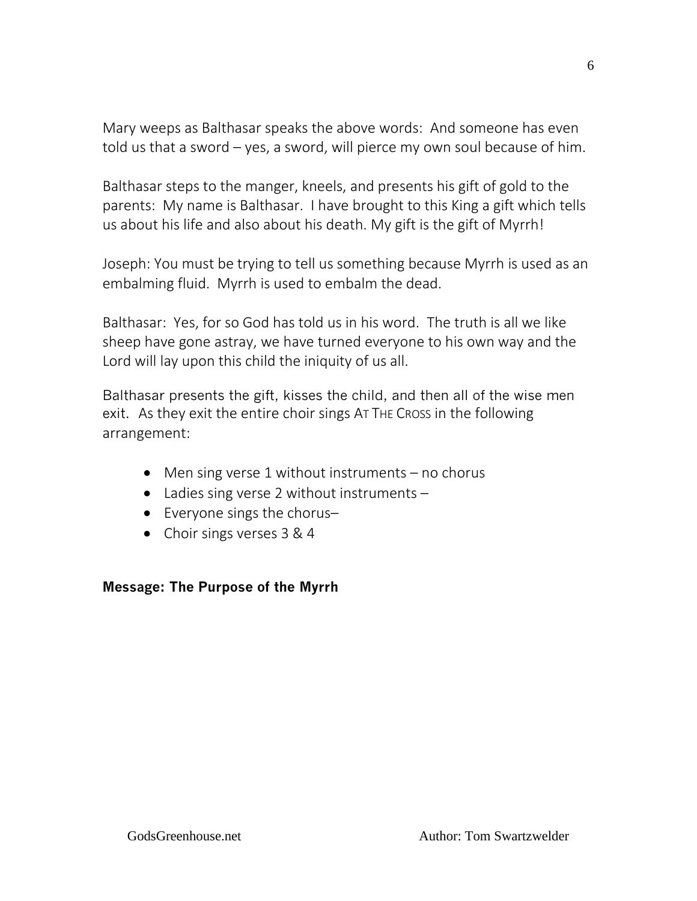Mary weeps as Balthasar speaks the above words: And someone has even told us that a sword – yes, a sword, will pierce my own soul because of him.

Balthasar steps to the manger, kneels, and presents his gift of gold to the parents: My name is Balthasar. I have brought to this King a gift which tells us about his life and also about his death. My gift is the gift of Myrrh!

Joseph: You must be trying to tell us something because Myrrh is used as an embalming fluid. Myrrh is used to embalm the dead.

Balthasar: Yes, for so God has told us in his word. The truth is all we like sheep have gone astray, we have turned everyone to his own way and the Lord will lay upon this child the iniquity of us all.

Balthasar presents the gift, kisses the child, and then all of the wise men exit. As they exit the entire choir sings AT THE CROSS in the following arrangement:

- Men sing verse 1 without instruments – no chorus
- Ladies sing verse 2 without instruments –
- Everyone sings the chorus–
- Choir sings verses 3 & 4

**Message: The Purpose of the Myrrh**